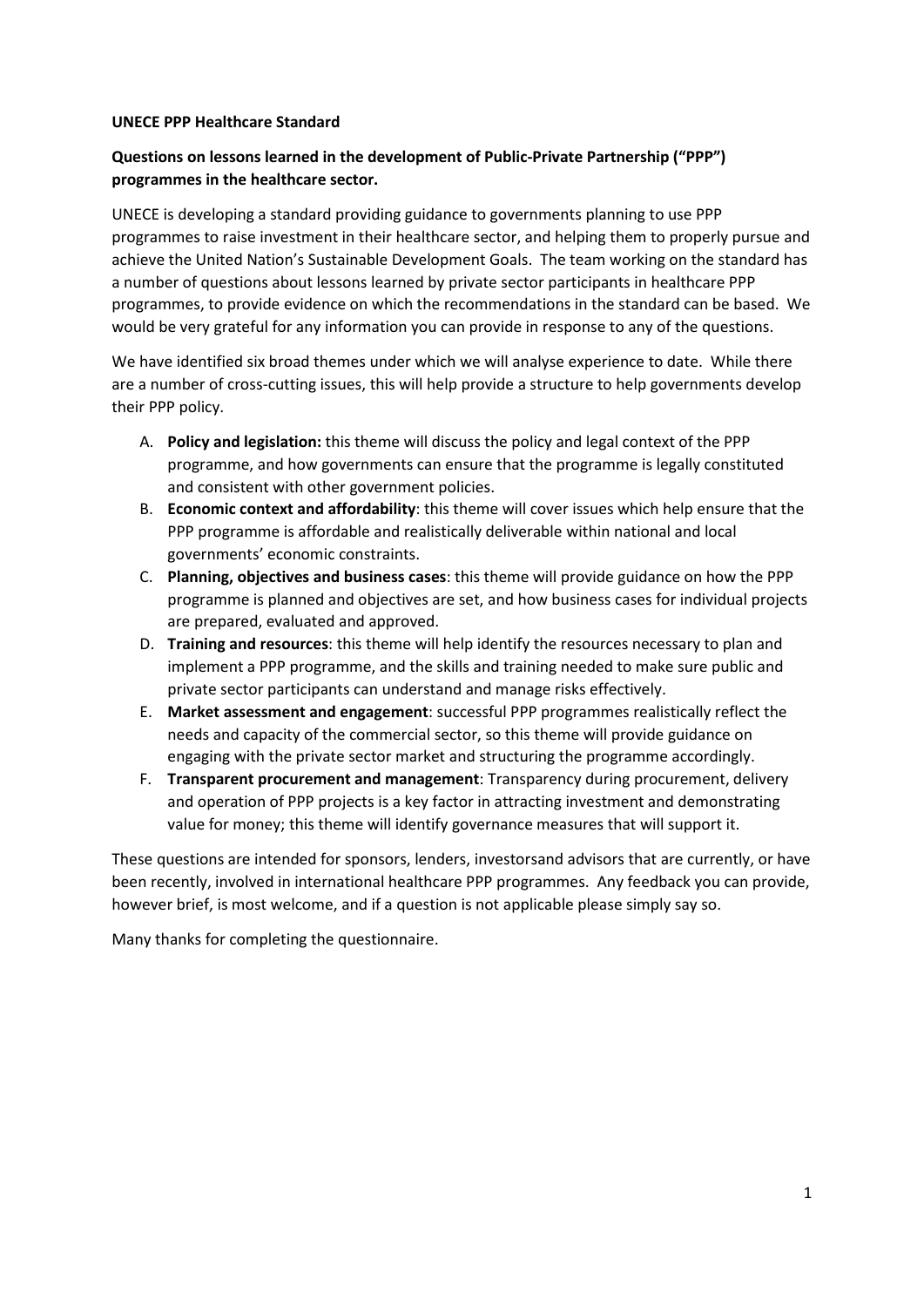**UNECE PPP Healthcare Standard**

**Questions on lessons learned in the development of Public-Private Partnership ("PPP") programmes in the healthcare sector.**

UNECE is developing a standard providing guidance to governments planning to use PPP programmes to raise investment in their healthcare sector, and helping them to properly pursue and achieve the United Nation's Sustainable Development Goals. The team working on the standard has a number of questions about lessons learned by private sector participants in healthcare PPP programmes, to provide evidence on which the recommendations in the standard can be based. We would be very grateful for any information you can provide in response to any of the questions.

We have identified six broad themes under which we will analyse experience to date. While there are a number of cross-cutting issues, this will help provide a structure to help governments develop their PPP policy.

A. **Policy and legislation:** this theme will discuss the policy and legal context of the PPP programme, and how governments can ensure that the programme is legally constituted and consistent with other government policies.
B. **Economic context and affordability**: this theme will cover issues which help ensure that the PPP programme is affordable and realistically deliverable within national and local governments' economic constraints.
C. **Planning, objectives and business cases**: this theme will provide guidance on how the PPP programme is planned and objectives are set, and how business cases for individual projects are prepared, evaluated and approved.
D. **Training and resources**: this theme will help identify the resources necessary to plan and implement a PPP programme, and the skills and training needed to make sure public and private sector participants can understand and manage risks effectively.
E. **Market assessment and engagement**: successful PPP programmes realistically reflect the needs and capacity of the commercial sector, so this theme will provide guidance on engaging with the private sector market and structuring the programme accordingly.
F. **Transparent procurement and management**: Transparency during procurement, delivery and operation of PPP projects is a key factor in attracting investment and demonstrating value for money; this theme will identify governance measures that will support it.

These questions are intended for sponsors, lenders, investorsand advisors that are currently, or have been recently, involved in international healthcare PPP programmes. Any feedback you can provide, however brief, is most welcome, and if a question is not applicable please simply say so.

Many thanks for completing the questionnaire.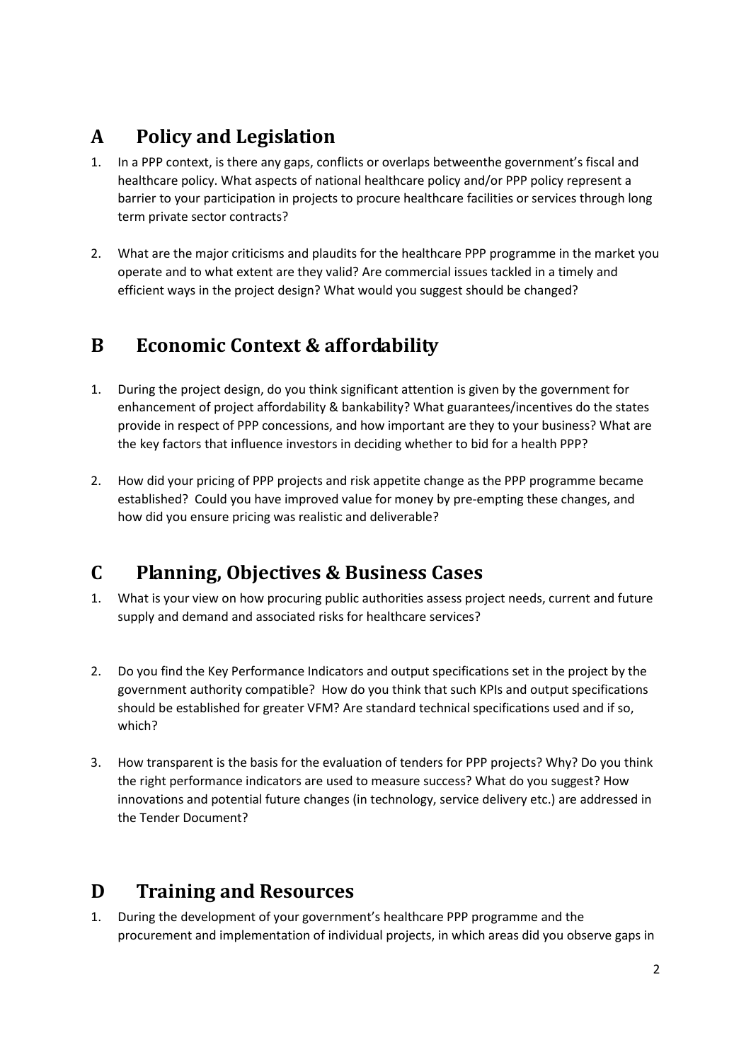## A Policy and Legislation

1. In a PPP context, is there any gaps, conflicts or overlaps betweenthe government's fiscal and healthcare policy. What aspects of national healthcare policy and/or PPP policy represent a barrier to your participation in projects to procure healthcare facilities or services through long term private sector contracts?

2. What are the major criticisms and plaudits for the healthcare PPP programme in the market you operate and to what extent are they valid? Are commercial issues tackled in a timely and efficient ways in the project design? What would you suggest should be changed?

## B Economic Context & affordability

1. During the project design, do you think significant attention is given by the government for enhancement of project affordability & bankability? What guarantees/incentives do the states provide in respect of PPP concessions, and how important are they to your business? What are the key factors that influence investors in deciding whether to bid for a health PPP?

2. How did your pricing of PPP projects and risk appetite change as the PPP programme became established? Could you have improved value for money by pre-empting these changes, and how did you ensure pricing was realistic and deliverable?

## C Planning, Objectives & Business Cases

1. What is your view on how procuring public authorities assess project needs, current and future supply and demand and associated risks for healthcare services?

2. Do you find the Key Performance Indicators and output specifications set in the project by the government authority compatible? How do you think that such KPIs and output specifications should be established for greater VFM? Are standard technical specifications used and if so, which?

3. How transparent is the basis for the evaluation of tenders for PPP projects? Why? Do you think the right performance indicators are used to measure success? What do you suggest? How innovations and potential future changes (in technology, service delivery etc.) are addressed in the Tender Document?

## D Training and Resources

1. During the development of your government's healthcare PPP programme and the procurement and implementation of individual projects, in which areas did you observe gaps in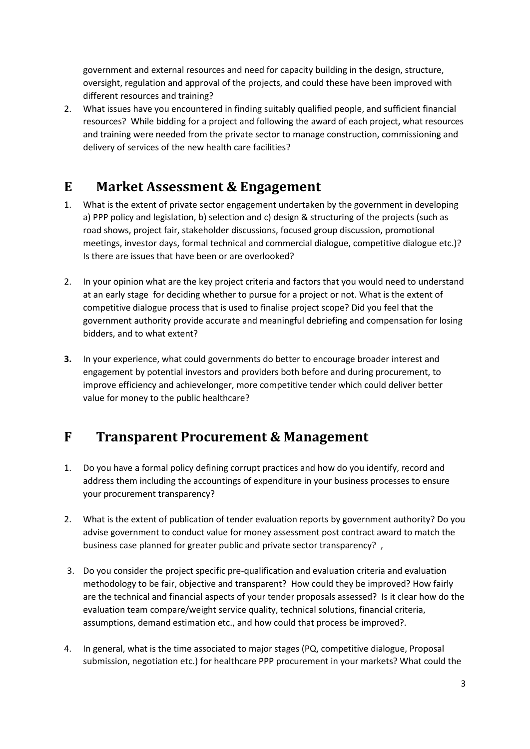government and external resources and need for capacity building in the design, structure, oversight, regulation and approval of the projects, and could these have been improved with different resources and training?

2. What issues have you encountered in finding suitably qualified people, and sufficient financial resources? While bidding for a project and following the award of each project, what resources and training were needed from the private sector to manage construction, commissioning and delivery of services of the new health care facilities?

## E Market Assessment & Engagement

1. What is the extent of private sector engagement undertaken by the government in developing a) PPP policy and legislation, b) selection and c) design & structuring of the projects (such as road shows, project fair, stakeholder discussions, focused group discussion, promotional meetings, investor days, formal technical and commercial dialogue, competitive dialogue etc.)? Is there are issues that have been or are overlooked?

2. In your opinion what are the key project criteria and factors that you would need to understand at an early stage for deciding whether to pursue for a project or not. What is the extent of competitive dialogue process that is used to finalise project scope? Did you feel that the government authority provide accurate and meaningful debriefing and compensation for losing bidders, and to what extent?

**3.** In your experience, what could governments do better to encourage broader interest and engagement by potential investors and providers both before and during procurement, to improve efficiency and achievelonger, more competitive tender which could deliver better value for money to the public healthcare?

## F Transparent Procurement & Management

1. Do you have a formal policy defining corrupt practices and how do you identify, record and address them including the accountings of expenditure in your business processes to ensure your procurement transparency?

2. What is the extent of publication of tender evaluation reports by government authority? Do you advise government to conduct value for money assessment post contract award to match the business case planned for greater public and private sector transparency? ,

3. Do you consider the project specific pre-qualification and evaluation criteria and evaluation methodology to be fair, objective and transparent? How could they be improved? How fairly are the technical and financial aspects of your tender proposals assessed? Is it clear how do the evaluation team compare/weight service quality, technical solutions, financial criteria, assumptions, demand estimation etc., and how could that process be improved?.

4. In general, what is the time associated to major stages (PQ, competitive dialogue, Proposal submission, negotiation etc.) for healthcare PPP procurement in your markets? What could the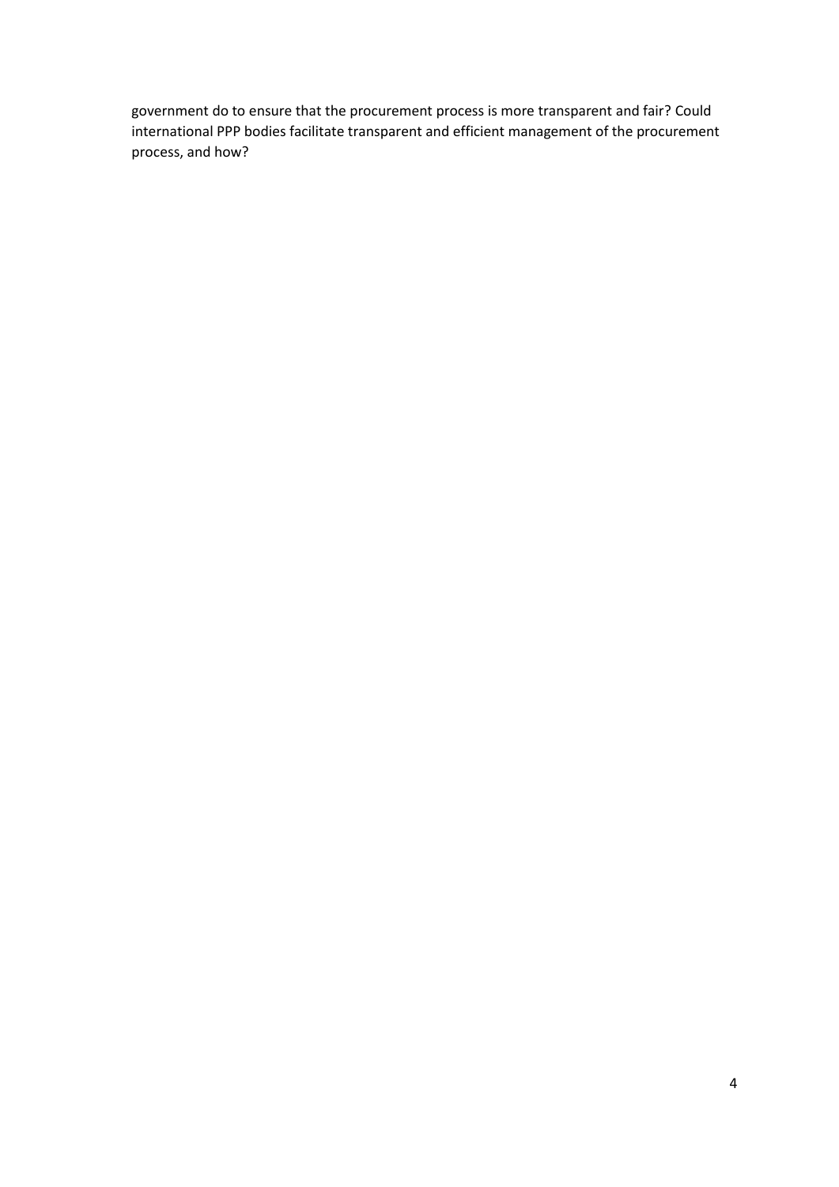government do to ensure that the procurement process is more transparent and fair? Could international PPP bodies facilitate transparent and efficient management of the procurement process, and how?